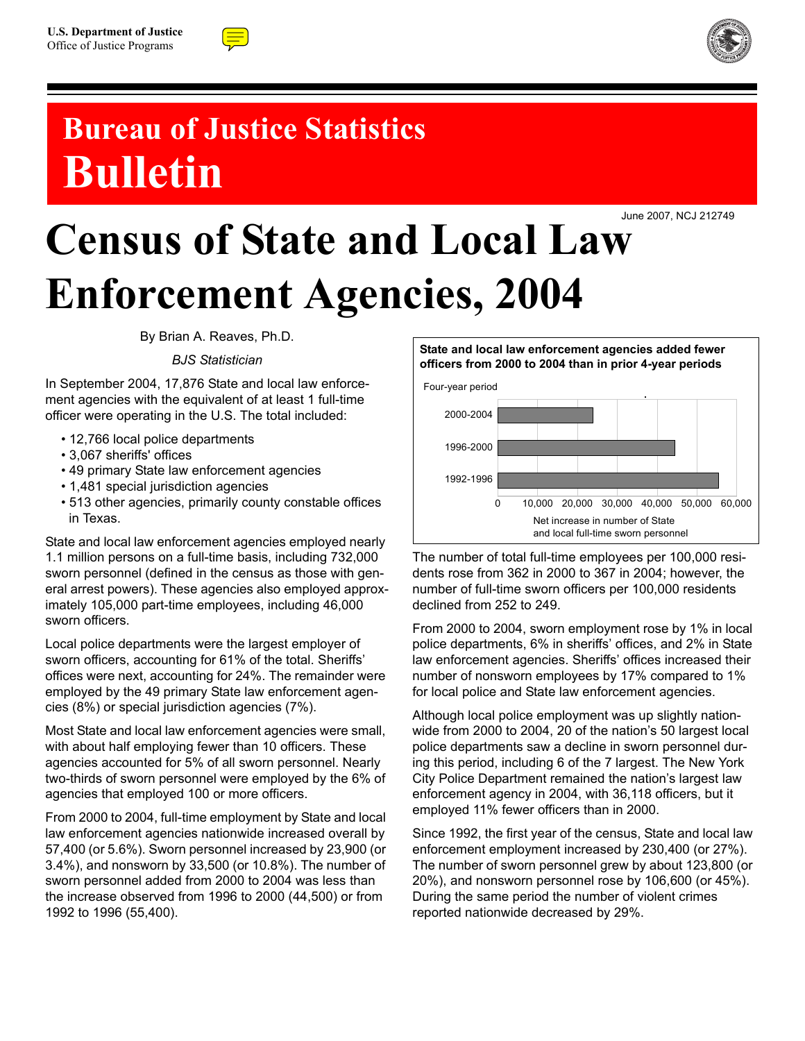U.S. Department of Justice
Office of Justice Programs

# Bureau of Justice Statistics
# Bulletin

June 2007, NCJ 212749

# Census of State and Local Law Enforcement Agencies, 2004

By Brian A. Reaves, Ph.D.

*BJS Statistician*

In September 2004, 17,876 State and local law enforcement agencies with the equivalent of at least 1 full-time officer were operating in the U.S. The total included:

- 12,766 local police departments
- 3,067 sheriffs' offices
- 49 primary State law enforcement agencies
- 1,481 special jurisdiction agencies
- 513 other agencies, primarily county constable offices in Texas.

State and local law enforcement agencies employed nearly 1.1 million persons on a full-time basis, including 732,000 sworn personnel (defined in the census as those with general arrest powers). These agencies also employed approximately 105,000 part-time employees, including 46,000 sworn officers.

Local police departments were the largest employer of sworn officers, accounting for 61% of the total. Sheriffs' offices were next, accounting for 24%. The remainder were employed by the 49 primary State law enforcement agencies (8%) or special jurisdiction agencies (7%).

Most State and local law enforcement agencies were small, with about half employing fewer than 10 officers. These agencies accounted for 5% of all sworn personnel. Nearly two-thirds of sworn personnel were employed by the 6% of agencies that employed 100 or more officers.

From 2000 to 2004, full-time employment by State and local law enforcement agencies nationwide increased overall by 57,400 (or 5.6%). Sworn personnel increased by 23,900 (or 3.4%), and nonsworn by 33,500 (or 10.8%). The number of sworn personnel added from 2000 to 2004 was less than the increase observed from 1996 to 2000 (44,500) or from 1992 to 1996 (55,400).

**State and local law enforcement agencies added fewer officers from 2000 to 2004 than in prior 4-year periods**

| Four-year period | Net increase in number of State and local full-time sworn personnel |
|---|---|
| 2000-2004 | 23,900 |
| 1996-2000 | 44,500 |
| 1992-1996 | 55,400 |

The number of total full-time employees per 100,000 residents rose from 362 in 2000 to 367 in 2004; however, the number of full-time sworn officers per 100,000 residents declined from 252 to 249.

From 2000 to 2004, sworn employment rose by 1% in local police departments, 6% in sheriffs' offices, and 2% in State law enforcement agencies. Sheriffs' offices increased their number of nonsworn employees by 17% compared to 1% for local police and State law enforcement agencies.

Although local police employment was up slightly nationwide from 2000 to 2004, 20 of the nation's 50 largest local police departments saw a decline in sworn personnel during this period, including 6 of the 7 largest. The New York City Police Department remained the nation's largest law enforcement agency in 2004, with 36,118 officers, but it employed 11% fewer officers than in 2000.

Since 1992, the first year of the census, State and local law enforcement employment increased by 230,400 (or 27%). The number of sworn personnel grew by about 123,800 (or 20%), and nonsworn personnel rose by 106,600 (or 45%). During the same period the number of violent crimes reported nationwide decreased by 29%.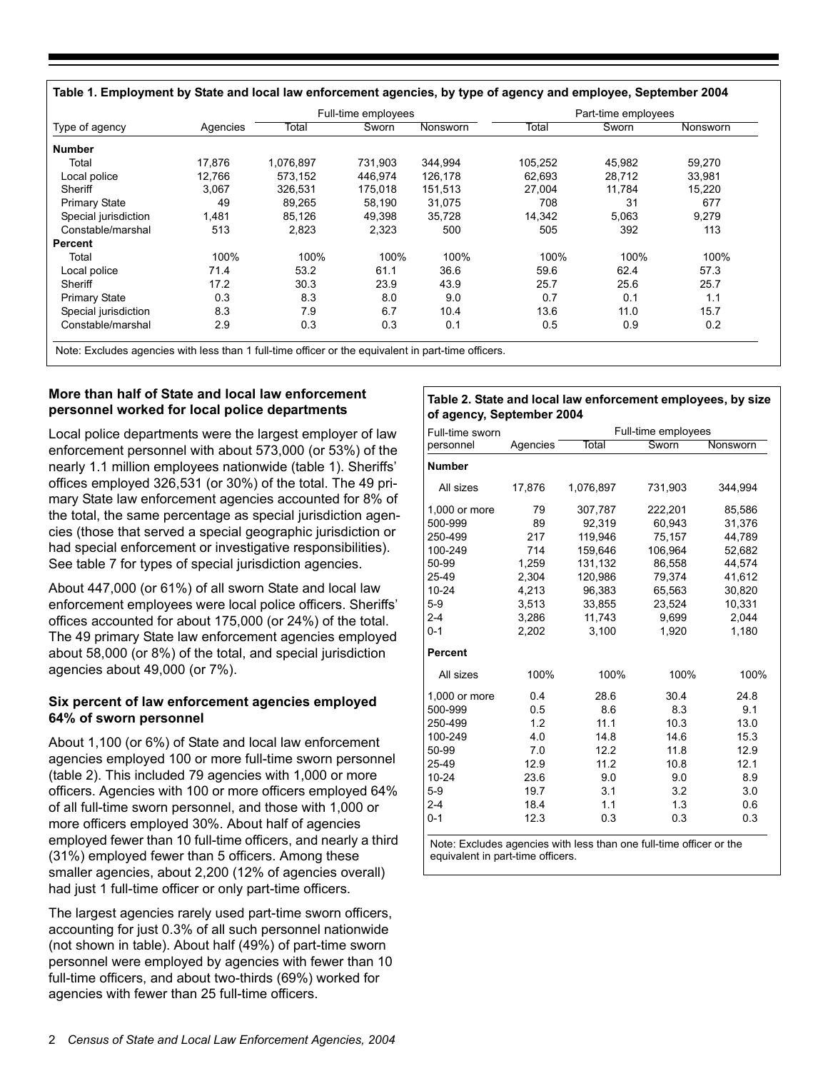**Table 1. Employment by State and local law enforcement agencies, by type of agency and employee, September 2004**

| Type of agency | Agencies | Full-time employees | | | Part-time employees | | |
|---|---|---|---|---|---|---|---|
| | | Total | Sworn | Nonsworn | Total | Sworn | Nonsworn |
| **Number** | | | | | | | |
| Total | 17,876 | 1,076,897 | 731,903 | 344,994 | 105,252 | 45,982 | 59,270 |
| Local police | 12,766 | 573,152 | 446,974 | 126,178 | 62,693 | 28,712 | 33,981 |
| Sheriff | 3,067 | 326,531 | 175,018 | 151,513 | 27,004 | 11,784 | 15,220 |
| Primary State | 49 | 89,265 | 58,190 | 31,075 | 708 | 31 | 677 |
| Special jurisdiction | 1,481 | 85,126 | 49,398 | 35,728 | 14,342 | 5,063 | 9,279 |
| Constable/marshal | 513 | 2,823 | 2,323 | 500 | 505 | 392 | 113 |
| **Percent** | | | | | | | |
| Total | 100% | 100% | 100% | 100% | 100% | 100% | 100% |
| Local police | 71.4 | 53.2 | 61.1 | 36.6 | 59.6 | 62.4 | 57.3 |
| Sheriff | 17.2 | 30.3 | 23.9 | 43.9 | 25.7 | 25.6 | 25.7 |
| Primary State | 0.3 | 8.3 | 8.0 | 9.0 | 0.7 | 0.1 | 1.1 |
| Special jurisdiction | 8.3 | 7.9 | 6.7 | 10.4 | 13.6 | 11.0 | 15.7 |
| Constable/marshal | 2.9 | 0.3 | 0.3 | 0.1 | 0.5 | 0.9 | 0.2 |

Note: Excludes agencies with less than 1 full-time officer or the equivalent in part-time officers.

### More than half of State and local law enforcement personnel worked for local police departments

Local police departments were the largest employer of law enforcement personnel with about 573,000 (or 53%) of the nearly 1.1 million employees nationwide (table 1). Sheriffs' offices employed 326,531 (or 30%) of the total. The 49 primary State law enforcement agencies accounted for 8% of the total, the same percentage as special jurisdiction agencies (those that served a special geographic jurisdiction or had special enforcement or investigative responsibilities). See table 7 for types of special jurisdiction agencies.

About 447,000 (or 61%) of all sworn State and local law enforcement employees were local police officers. Sheriffs' offices accounted for about 175,000 (or 24%) of the total. The 49 primary State law enforcement agencies employed about 58,000 (or 8%) of the total, and special jurisdiction agencies about 49,000 (or 7%).

### Six percent of law enforcement agencies employed 64% of sworn personnel

About 1,100 (or 6%) of State and local law enforcement agencies employed 100 or more full-time sworn personnel (table 2). This included 79 agencies with 1,000 or more officers. Agencies with 100 or more officers employed 64% of all full-time sworn personnel, and those with 1,000 or more officers employed 30%. About half of agencies employed fewer than 10 full-time officers, and nearly a third (31%) employed fewer than 5 officers. Among these smaller agencies, about 2,200 (12% of agencies overall) had just 1 full-time officer or only part-time officers.

The largest agencies rarely used part-time sworn officers, accounting for just 0.3% of all such personnel nationwide (not shown in table). About half (49%) of part-time sworn personnel were employed by agencies with fewer than 10 full-time officers, and about two-thirds (69%) worked for agencies with fewer than 25 full-time officers.

**Table 2. State and local law enforcement employees, by size of agency, September 2004**

| Full-time sworn personnel | Agencies | Full-time employees | | |
|---|---|---|---|---|
| | | Total | Sworn | Nonsworn |
| **Number** | | | | |
| All sizes | 17,876 | 1,076,897 | 731,903 | 344,994 |
| 1,000 or more | 79 | 307,787 | 222,201 | 85,586 |
| 500-999 | 89 | 92,319 | 60,943 | 31,376 |
| 250-499 | 217 | 119,946 | 75,157 | 44,789 |
| 100-249 | 714 | 159,646 | 106,964 | 52,682 |
| 50-99 | 1,259 | 131,132 | 86,558 | 44,574 |
| 25-49 | 2,304 | 120,986 | 79,374 | 41,612 |
| 10-24 | 4,213 | 96,383 | 65,563 | 30,820 |
| 5-9 | 3,513 | 33,855 | 23,524 | 10,331 |
| 2-4 | 3,286 | 11,743 | 9,699 | 2,044 |
| 0-1 | 2,202 | 3,100 | 1,920 | 1,180 |
| **Percent** | | | | |
| All sizes | 100% | 100% | 100% | 100% |
| 1,000 or more | 0.4 | 28.6 | 30.4 | 24.8 |
| 500-999 | 0.5 | 8.6 | 8.3 | 9.1 |
| 250-499 | 1.2 | 11.1 | 10.3 | 13.0 |
| 100-249 | 4.0 | 14.8 | 14.6 | 15.3 |
| 50-99 | 7.0 | 12.2 | 11.8 | 12.9 |
| 25-49 | 12.9 | 11.2 | 10.8 | 12.1 |
| 10-24 | 23.6 | 9.0 | 9.0 | 8.9 |
| 5-9 | 19.7 | 3.1 | 3.2 | 3.0 |
| 2-4 | 18.4 | 1.1 | 1.3 | 0.6 |
| 0-1 | 12.3 | 0.3 | 0.3 | 0.3 |

Note: Excludes agencies with less than one full-time officer or the equivalent in part-time officers.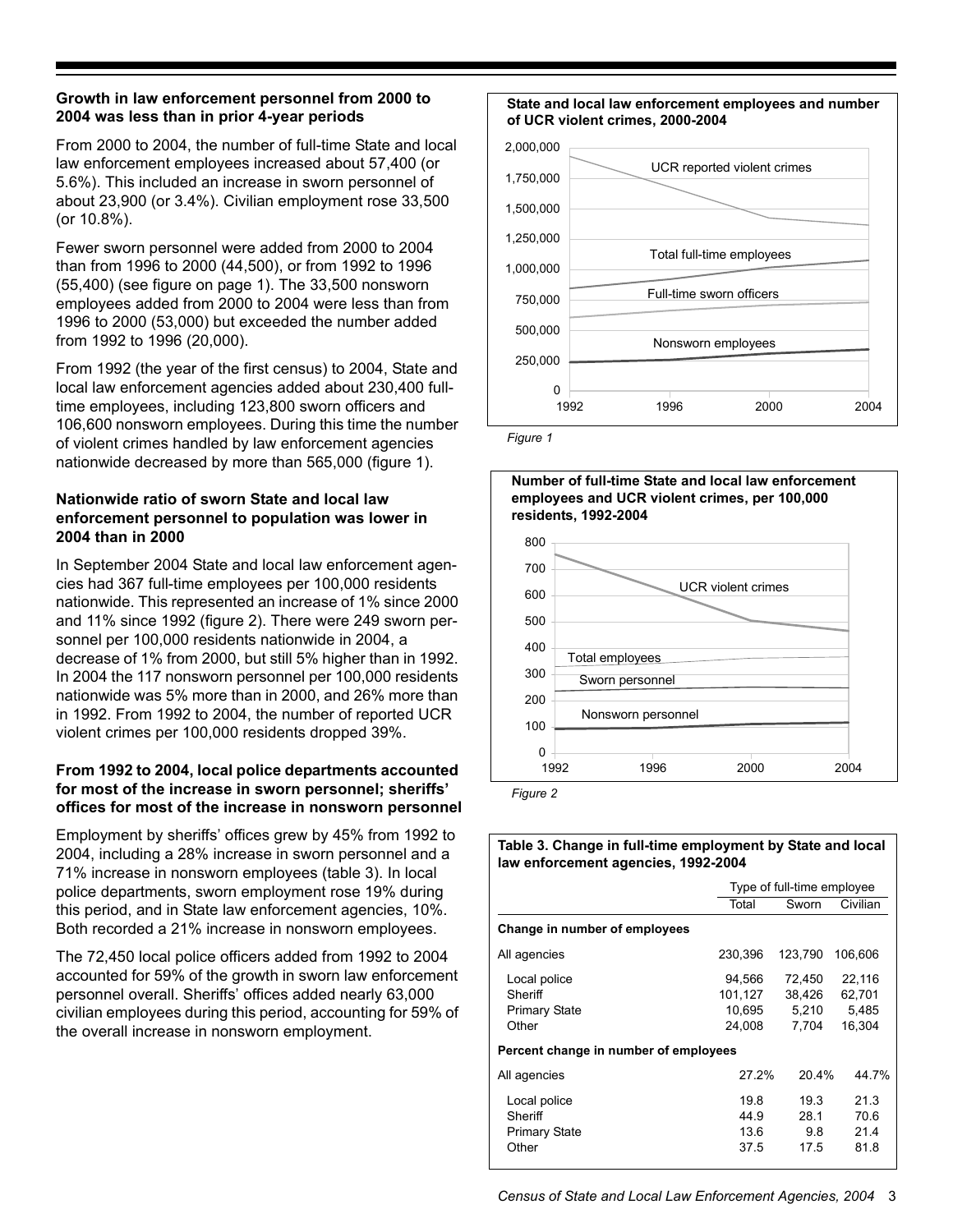### Growth in law enforcement personnel from 2000 to 2004 was less than in prior 4-year periods

From 2000 to 2004, the number of full-time State and local law enforcement employees increased about 57,400 (or 5.6%). This included an increase in sworn personnel of about 23,900 (or 3.4%). Civilian employment rose 33,500 (or 10.8%).

Fewer sworn personnel were added from 2000 to 2004 than from 1996 to 2000 (44,500), or from 1992 to 1996 (55,400) (see figure on page 1). The 33,500 nonsworn employees added from 2000 to 2004 were less than from 1996 to 2000 (53,000) but exceeded the number added from 1992 to 1996 (20,000).

From 1992 (the year of the first census) to 2004, State and local law enforcement agencies added about 230,400 full-time employees, including 123,800 sworn officers and 106,600 nonsworn employees. During this time the number of violent crimes handled by law enforcement agencies nationwide decreased by more than 565,000 (figure 1).

### Nationwide ratio of sworn State and local law enforcement personnel to population was lower in 2004 than in 2000

In September 2004 State and local law enforcement agencies had 367 full-time employees per 100,000 residents nationwide. This represented an increase of 1% since 2000 and 11% since 1992 (figure 2). There were 249 sworn personnel per 100,000 residents nationwide in 2004, a decrease of 1% from 2000, but still 5% higher than in 1992. In 2004 the 117 nonsworn personnel per 100,000 residents nationwide was 5% more than in 2000, and 26% more than in 1992. From 1992 to 2004, the number of reported UCR violent crimes per 100,000 residents dropped 39%.

### From 1992 to 2004, local police departments accounted for most of the increase in sworn personnel; sheriffs' offices for most of the increase in nonsworn personnel

Employment by sheriffs' offices grew by 45% from 1992 to 2004, including a 28% increase in sworn personnel and a 71% increase in nonsworn employees (table 3). In local police departments, sworn employment rose 19% during this period, and in State law enforcement agencies, 10%. Both recorded a 21% increase in nonsworn employees.

The 72,450 local police officers added from 1992 to 2004 accounted for 59% of the growth in sworn law enforcement personnel overall. Sheriffs' offices added nearly 63,000 civilian employees during this period, accounting for 59% of the overall increase in nonsworn employment.

**State and local law enforcement employees and number of UCR violent crimes, 2000-2004**

*Figure 1*

**Number of full-time State and local law enforcement employees and UCR violent crimes, per 100,000 residents, 1992-2004**

*Figure 2*

**Table 3. Change in full-time employment by State and local law enforcement agencies, 1992-2004**

| | Type of full-time employee | | |
|---|---|---|---|
| | Total | Sworn | Civilian |
| **Change in number of employees** | | | |
| All agencies | 230,396 | 123,790 | 106,606 |
| Local police | 94,566 | 72,450 | 22,116 |
| Sheriff | 101,127 | 38,426 | 62,701 |
| Primary State | 10,695 | 5,210 | 5,485 |
| Other | 24,008 | 7,704 | 16,304 |
| **Percent change in number of employees** | | | |
| All agencies | 27.2% | 20.4% | 44.7% |
| Local police | 19.8 | 19.3 | 21.3 |
| Sheriff | 44.9 | 28.1 | 70.6 |
| Primary State | 13.6 | 9.8 | 21.4 |
| Other | 37.5 | 17.5 | 81.8 |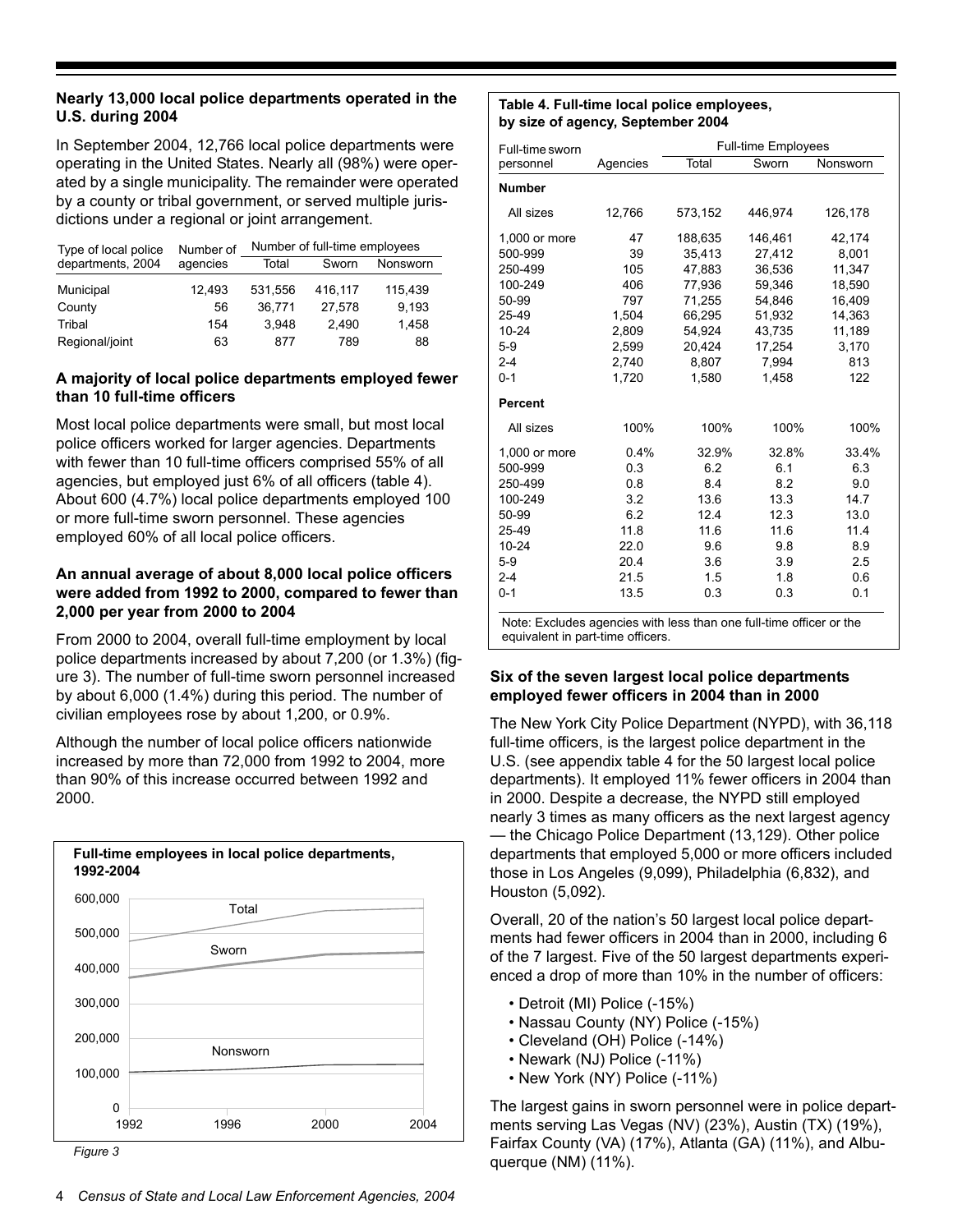## Nearly 13,000 local police departments operated in the U.S. during 2004

In September 2004, 12,766 local police departments were operating in the United States. Nearly all (98%) were operated by a single municipality. The remainder were operated by a county or tribal government, or served multiple jurisdictions under a regional or joint arrangement.

| Type of local police departments, 2004 | Number of agencies | Number of full-time employees | | |
|---|---|---|---|---|
| | | Total | Sworn | Nonsworn |
| Municipal | 12,493 | 531,556 | 416,117 | 115,439 |
| County | 56 | 36,771 | 27,578 | 9,193 |
| Tribal | 154 | 3,948 | 2,490 | 1,458 |
| Regional/joint | 63 | 877 | 789 | 88 |

## A majority of local police departments employed fewer than 10 full-time officers

Most local police departments were small, but most local police officers worked for larger agencies. Departments with fewer than 10 full-time officers comprised 55% of all agencies, but employed just 6% of all officers (table 4). About 600 (4.7%) local police departments employed 100 or more full-time sworn personnel. These agencies employed 60% of all local police officers.

## An annual average of about 8,000 local police officers were added from 1992 to 2000, compared to fewer than 2,000 per year from 2000 to 2004

From 2000 to 2004, overall full-time employment by local police departments increased by about 7,200 (or 1.3%) (figure 3). The number of full-time sworn personnel increased by about 6,000 (1.4%) during this period. The number of civilian employees rose by about 1,200, or 0.9%.

Although the number of local police officers nationwide increased by more than 72,000 from 1992 to 2004, more than 90% of this increase occurred between 1992 and 2000.

**Full-time employees in local police departments, 1992-2004**

*Figure 3*

**Table 4. Full-time local police employees, by size of agency, September 2004**

| Full-time sworn personnel | Agencies | Full-time Employees | | |
|---|---|---|---|---|
| | | Total | Sworn | Nonsworn |
| **Number** | | | | |
| All sizes | 12,766 | 573,152 | 446,974 | 126,178 |
| 1,000 or more | 47 | 188,635 | 146,461 | 42,174 |
| 500-999 | 39 | 35,413 | 27,412 | 8,001 |
| 250-499 | 105 | 47,883 | 36,536 | 11,347 |
| 100-249 | 406 | 77,936 | 59,346 | 18,590 |
| 50-99 | 797 | 71,255 | 54,846 | 16,409 |
| 25-49 | 1,504 | 66,295 | 51,932 | 14,363 |
| 10-24 | 2,809 | 54,924 | 43,735 | 11,189 |
| 5-9 | 2,599 | 20,424 | 17,254 | 3,170 |
| 2-4 | 2,740 | 8,807 | 7,994 | 813 |
| 0-1 | 1,720 | 1,580 | 1,458 | 122 |
| **Percent** | | | | |
| All sizes | 100% | 100% | 100% | 100% |
| 1,000 or more | 0.4% | 32.9% | 32.8% | 33.4% |
| 500-999 | 0.3 | 6.2 | 6.1 | 6.3 |
| 250-499 | 0.8 | 8.4 | 8.2 | 9.0 |
| 100-249 | 3.2 | 13.6 | 13.3 | 14.7 |
| 50-99 | 6.2 | 12.4 | 12.3 | 13.0 |
| 25-49 | 11.8 | 11.6 | 11.6 | 11.4 |
| 10-24 | 22.0 | 9.6 | 9.8 | 8.9 |
| 5-9 | 20.4 | 3.6 | 3.9 | 2.5 |
| 2-4 | 21.5 | 1.5 | 1.8 | 0.6 |
| 0-1 | 13.5 | 0.3 | 0.3 | 0.1 |

Note: Excludes agencies with less than one full-time officer or the equivalent in part-time officers.

## Six of the seven largest local police departments employed fewer officers in 2004 than in 2000

The New York City Police Department (NYPD), with 36,118 full-time officers, is the largest police department in the U.S. (see appendix table 4 for the 50 largest local police departments). It employed 11% fewer officers in 2004 than in 2000. Despite a decrease, the NYPD still employed nearly 3 times as many officers as the next largest agency — the Chicago Police Department (13,129). Other police departments that employed 5,000 or more officers included those in Los Angeles (9,099), Philadelphia (6,832), and Houston (5,092).

Overall, 20 of the nation's 50 largest local police departments had fewer officers in 2004 than in 2000, including 6 of the 7 largest. Five of the 50 largest departments experienced a drop of more than 10% in the number of officers:

- Detroit (MI) Police (-15%)
- Nassau County (NY) Police (-15%)
- Cleveland (OH) Police (-14%)
- Newark (NJ) Police (-11%)
- New York (NY) Police (-11%)

The largest gains in sworn personnel were in police departments serving Las Vegas (NV) (23%), Austin (TX) (19%), Fairfax County (VA) (17%), Atlanta (GA) (11%), and Albuquerque (NM) (11%).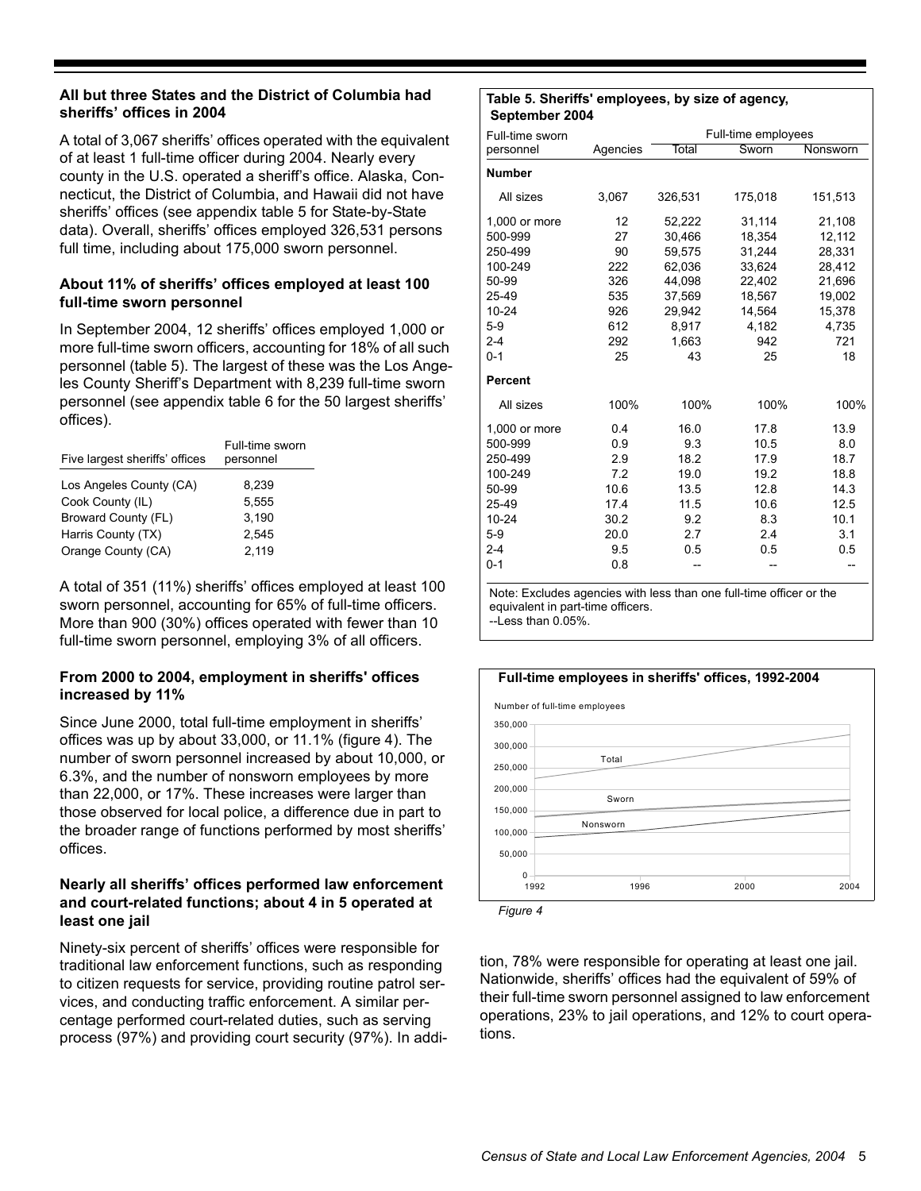### All but three States and the District of Columbia had sheriffs' offices in 2004

A total of 3,067 sheriffs' offices operated with the equivalent of at least 1 full-time officer during 2004. Nearly every county in the U.S. operated a sheriff's office. Alaska, Connecticut, the District of Columbia, and Hawaii did not have sheriffs' offices (see appendix table 5 for State-by-State data). Overall, sheriffs' offices employed 326,531 persons full time, including about 175,000 sworn personnel.

### About 11% of sheriffs' offices employed at least 100 full-time sworn personnel

In September 2004, 12 sheriffs' offices employed 1,000 or more full-time sworn officers, accounting for 18% of all such personnel (table 5). The largest of these was the Los Angeles County Sheriff's Department with 8,239 full-time sworn personnel (see appendix table 6 for the 50 largest sheriffs' offices).

| Five largest sheriffs' offices | Full-time sworn personnel |
|---|---|
| Los Angeles County (CA) | 8,239 |
| Cook County (IL) | 5,555 |
| Broward County (FL) | 3,190 |
| Harris County (TX) | 2,545 |
| Orange County (CA) | 2,119 |

A total of 351 (11%) sheriffs' offices employed at least 100 sworn personnel, accounting for 65% of full-time officers. More than 900 (30%) offices operated with fewer than 10 full-time sworn personnel, employing 3% of all officers.

### From 2000 to 2004, employment in sheriffs' offices increased by 11%

Since June 2000, total full-time employment in sheriffs' offices was up by about 33,000, or 11.1% (figure 4). The number of sworn personnel increased by about 10,000, or 6.3%, and the number of nonsworn employees by more than 22,000, or 17%. These increases were larger than those observed for local police, a difference due in part to the broader range of functions performed by most sheriffs' offices.

### Nearly all sheriffs' offices performed law enforcement and court-related functions; about 4 in 5 operated at least one jail

Ninety-six percent of sheriffs' offices were responsible for traditional law enforcement functions, such as responding to citizen requests for service, providing routine patrol services, and conducting traffic enforcement. A similar percentage performed court-related duties, such as serving process (97%) and providing court security (97%). In addition, 78% were responsible for operating at least one jail. Nationwide, sheriffs' offices had the equivalent of 59% of their full-time sworn personnel assigned to law enforcement operations, 23% to jail operations, and 12% to court operations.

**Table 5. Sheriffs' employees, by size of agency, September 2004**

| Full-time sworn personnel | Agencies | Full-time employees | | |
|---|---|---|---|---|
| | | Total | Sworn | Nonsworn |
| **Number** | | | | |
| All sizes | 3,067 | 326,531 | 175,018 | 151,513 |
| 1,000 or more | 12 | 52,222 | 31,114 | 21,108 |
| 500-999 | 27 | 30,466 | 18,354 | 12,112 |
| 250-499 | 90 | 59,575 | 31,244 | 28,331 |
| 100-249 | 222 | 62,036 | 33,624 | 28,412 |
| 50-99 | 326 | 44,098 | 22,402 | 21,696 |
| 25-49 | 535 | 37,569 | 18,567 | 19,002 |
| 10-24 | 926 | 29,942 | 14,564 | 15,378 |
| 5-9 | 612 | 8,917 | 4,182 | 4,735 |
| 2-4 | 292 | 1,663 | 942 | 721 |
| 0-1 | 25 | 43 | 25 | 18 |
| **Percent** | | | | |
| All sizes | 100% | 100% | 100% | 100% |
| 1,000 or more | 0.4 | 16.0 | 17.8 | 13.9 |
| 500-999 | 0.9 | 9.3 | 10.5 | 8.0 |
| 250-499 | 2.9 | 18.2 | 17.9 | 18.7 |
| 100-249 | 7.2 | 19.0 | 19.2 | 18.8 |
| 50-99 | 10.6 | 13.5 | 12.8 | 14.3 |
| 25-49 | 17.4 | 11.5 | 10.6 | 12.5 |
| 10-24 | 30.2 | 9.2 | 8.3 | 10.1 |
| 5-9 | 20.0 | 2.7 | 2.4 | 3.1 |
| 2-4 | 9.5 | 0.5 | 0.5 | 0.5 |
| 0-1 | 0.8 | -- | -- | -- |

Note: Excludes agencies with less than one full-time officer or the equivalent in part-time officers.
--Less than 0.05%.

**Full-time employees in sheriffs' offices, 1992-2004**

*Figure 4*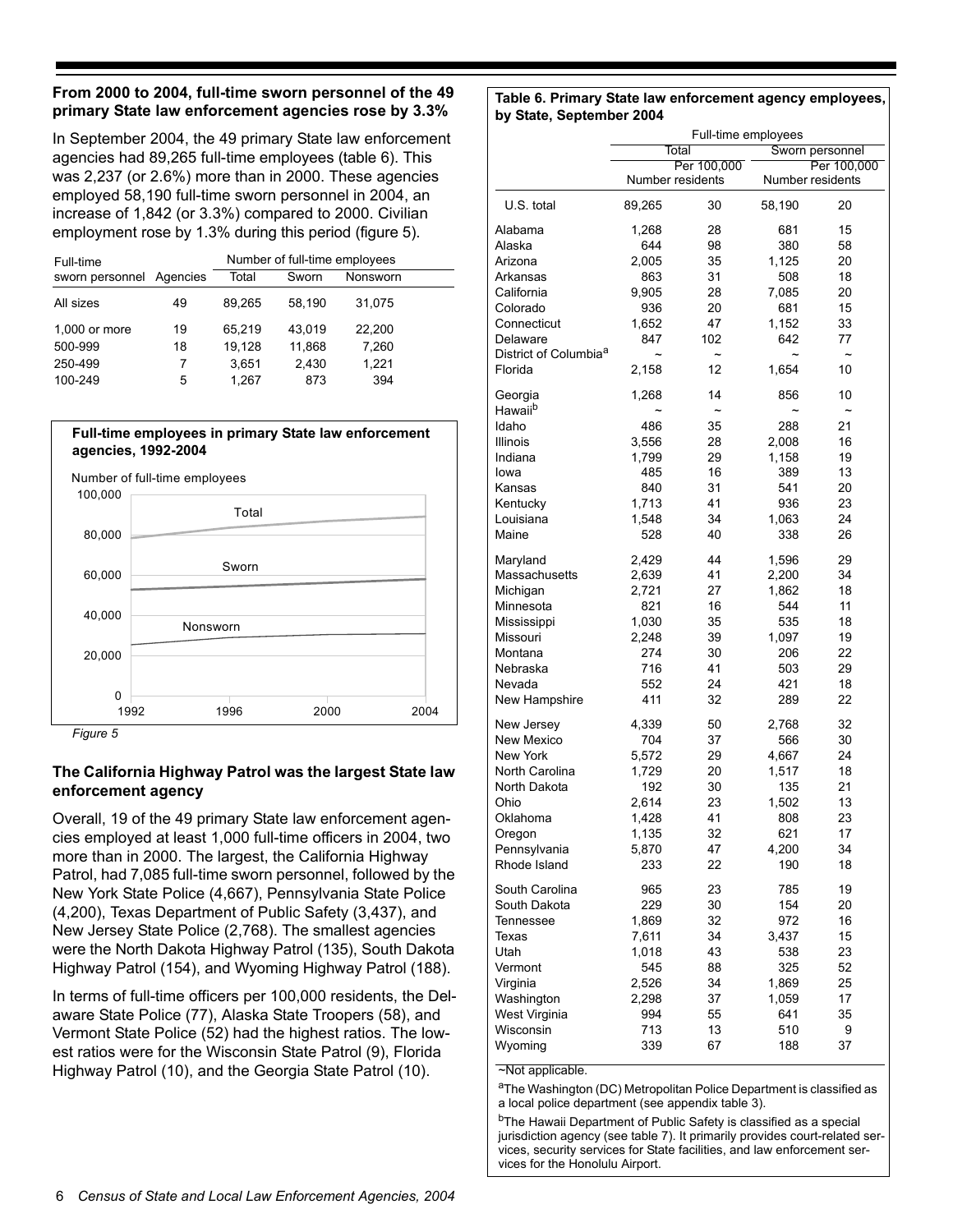## From 2000 to 2004, full-time sworn personnel of the 49 primary State law enforcement agencies rose by 3.3%

In September 2004, the 49 primary State law enforcement agencies had 89,265 full-time employees (table 6). This was 2,237 (or 2.6%) more than in 2000. These agencies employed 58,190 full-time sworn personnel in 2004, an increase of 1,842 (or 3.3%) compared to 2000. Civilian employment rose by 1.3% during this period (figure 5).

| Full-time sworn personnel | Agencies | Number of full-time employees | | |
|---|---|---|---|---|
| | | Total | Sworn | Nonsworn |
| All sizes | 49 | 89,265 | 58,190 | 31,075 |
| 1,000 or more | 19 | 65,219 | 43,019 | 22,200 |
| 500-999 | 18 | 19,128 | 11,868 | 7,260 |
| 250-499 | 7 | 3,651 | 2,430 | 1,221 |
| 100-249 | 5 | 1,267 | 873 | 394 |

**Full-time employees in primary State law enforcement agencies, 1992-2004**

*Figure 5*

## The California Highway Patrol was the largest State law enforcement agency

Overall, 19 of the 49 primary State law enforcement agencies employed at least 1,000 full-time officers in 2004, two more than in 2000. The largest, the California Highway Patrol, had 7,085 full-time sworn personnel, followed by the New York State Police (4,667), Pennsylvania State Police (4,200), Texas Department of Public Safety (3,437), and New Jersey State Police (2,768). The smallest agencies were the North Dakota Highway Patrol (135), South Dakota Highway Patrol (154), and Wyoming Highway Patrol (188).

In terms of full-time officers per 100,000 residents, the Delaware State Police (77), Alaska State Troopers (58), and Vermont State Police (52) had the highest ratios. The lowest ratios were for the Wisconsin State Patrol (9), Florida Highway Patrol (10), and the Georgia State Patrol (10).

**Table 6. Primary State law enforcement agency employees, by State, September 2004**

| | Full-time employees | | | |
|---|---|---|---|---|
| | Total | | Sworn personnel | |
| | Number | Per 100,000 residents | Number | Per 100,000 residents |
| U.S. total | 89,265 | 30 | 58,190 | 20 |
| Alabama | 1,268 | 28 | 681 | 15 |
| Alaska | 644 | 98 | 380 | 58 |
| Arizona | 2,005 | 35 | 1,125 | 20 |
| Arkansas | 863 | 31 | 508 | 18 |
| California | 9,905 | 28 | 7,085 | 20 |
| Colorado | 936 | 20 | 681 | 15 |
| Connecticut | 1,652 | 47 | 1,152 | 33 |
| Delaware | 847 | 102 | 642 | 77 |
| District of Columbia[a] | ~ | ~ | ~ | ~ |
| Florida | 2,158 | 12 | 1,654 | 10 |
| Georgia | 1,268 | 14 | 856 | 10 |
| Hawaii[b] | ~ | ~ | ~ | ~ |
| Idaho | 486 | 35 | 288 | 21 |
| Illinois | 3,556 | 28 | 2,008 | 16 |
| Indiana | 1,799 | 29 | 1,158 | 19 |
| Iowa | 485 | 16 | 389 | 13 |
| Kansas | 840 | 31 | 541 | 20 |
| Kentucky | 1,713 | 41 | 936 | 23 |
| Louisiana | 1,548 | 34 | 1,063 | 24 |
| Maine | 528 | 40 | 338 | 26 |
| Maryland | 2,429 | 44 | 1,596 | 29 |
| Massachusetts | 2,639 | 41 | 2,200 | 34 |
| Michigan | 2,721 | 27 | 1,862 | 18 |
| Minnesota | 821 | 16 | 544 | 11 |
| Mississippi | 1,030 | 35 | 535 | 18 |
| Missouri | 2,248 | 39 | 1,097 | 19 |
| Montana | 274 | 30 | 206 | 22 |
| Nebraska | 716 | 41 | 503 | 29 |
| Nevada | 552 | 24 | 421 | 18 |
| New Hampshire | 411 | 32 | 289 | 22 |
| New Jersey | 4,339 | 50 | 2,768 | 32 |
| New Mexico | 704 | 37 | 566 | 30 |
| New York | 5,572 | 29 | 4,667 | 24 |
| North Carolina | 1,729 | 20 | 1,517 | 18 |
| North Dakota | 192 | 30 | 135 | 21 |
| Ohio | 2,614 | 23 | 1,502 | 13 |
| Oklahoma | 1,428 | 41 | 808 | 23 |
| Oregon | 1,135 | 32 | 621 | 17 |
| Pennsylvania | 5,870 | 47 | 4,200 | 34 |
| Rhode Island | 233 | 22 | 190 | 18 |
| South Carolina | 965 | 23 | 785 | 19 |
| South Dakota | 229 | 30 | 154 | 20 |
| Tennessee | 1,869 | 32 | 972 | 16 |
| Texas | 7,611 | 34 | 3,437 | 15 |
| Utah | 1,018 | 43 | 538 | 23 |
| Vermont | 545 | 88 | 325 | 52 |
| Virginia | 2,526 | 34 | 1,869 | 25 |
| Washington | 2,298 | 37 | 1,059 | 17 |
| West Virginia | 994 | 55 | 641 | 35 |
| Wisconsin | 713 | 13 | 510 | 9 |
| Wyoming | 339 | 67 | 188 | 37 |

~Not applicable.

[a]The Washington (DC) Metropolitan Police Department is classified as a local police department (see appendix table 3).

[b]The Hawaii Department of Public Safety is classified as a special jurisdiction agency (see table 7). It primarily provides court-related services, security services for State facilities, and law enforcement services for the Honolulu Airport.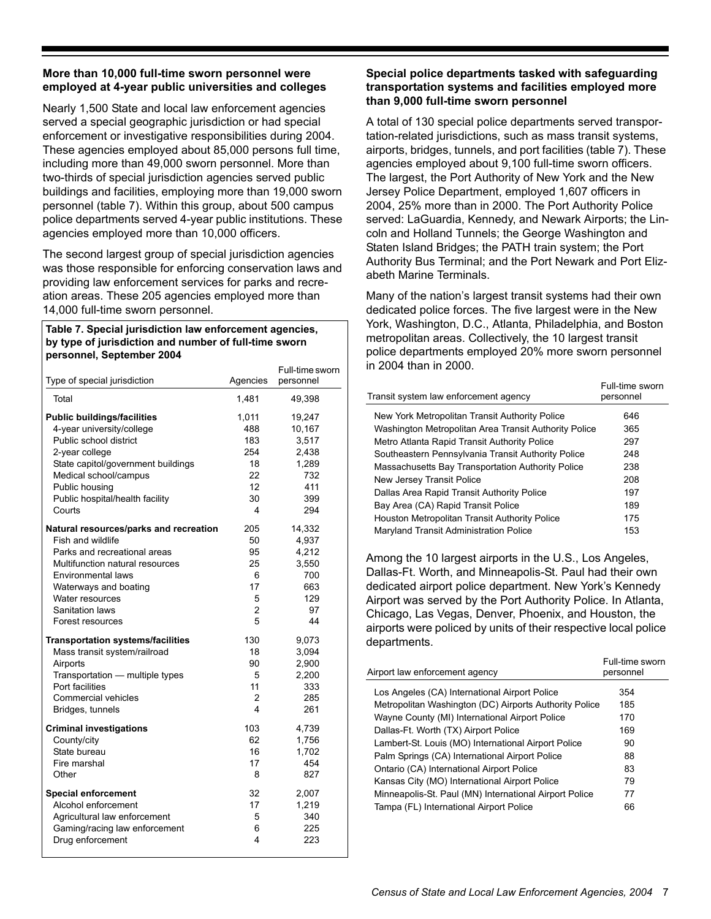### More than 10,000 full-time sworn personnel were employed at 4-year public universities and colleges

Nearly 1,500 State and local law enforcement agencies served a special geographic jurisdiction or had special enforcement or investigative responsibilities during 2004. These agencies employed about 85,000 persons full time, including more than 49,000 sworn personnel. More than two-thirds of special jurisdiction agencies served public buildings and facilities, employing more than 19,000 sworn personnel (table 7). Within this group, about 500 campus police departments served 4-year public institutions. These agencies employed more than 10,000 officers.

The second largest group of special jurisdiction agencies was those responsible for enforcing conservation laws and providing law enforcement services for parks and recreation areas. These 205 agencies employed more than 14,000 full-time sworn personnel.

**Table 7. Special jurisdiction law enforcement agencies, by type of jurisdiction and number of full-time sworn personnel, September 2004**

| Type of special jurisdiction | Agencies | Full-time sworn personnel |
|---|---|---|
| Total | 1,481 | 49,398 |
| **Public buildings/facilities** | 1,011 | 19,247 |
| 4-year university/college | 488 | 10,167 |
| Public school district | 183 | 3,517 |
| 2-year college | 254 | 2,438 |
| State capitol/government buildings | 18 | 1,289 |
| Medical school/campus | 22 | 732 |
| Public housing | 12 | 411 |
| Public hospital/health facility | 30 | 399 |
| Courts | 4 | 294 |
| **Natural resources/parks and recreation** | 205 | 14,332 |
| Fish and wildlife | 50 | 4,937 |
| Parks and recreational areas | 95 | 4,212 |
| Multifunction natural resources | 25 | 3,550 |
| Environmental laws | 6 | 700 |
| Waterways and boating | 17 | 663 |
| Water resources | 5 | 129 |
| Sanitation laws | 2 | 97 |
| Forest resources | 5 | 44 |
| **Transportation systems/facilities** | 130 | 9,073 |
| Mass transit system/railroad | 18 | 3,094 |
| Airports | 90 | 2,900 |
| Transportation — multiple types | 5 | 2,200 |
| Port facilities | 11 | 333 |
| Commercial vehicles | 2 | 285 |
| Bridges, tunnels | 4 | 261 |
| **Criminal investigations** | 103 | 4,739 |
| County/city | 62 | 1,756 |
| State bureau | 16 | 1,702 |
| Fire marshal | 17 | 454 |
| Other | 8 | 827 |
| **Special enforcement** | 32 | 2,007 |
| Alcohol enforcement | 17 | 1,219 |
| Agricultural law enforcement | 5 | 340 |
| Gaming/racing law enforcement | 6 | 225 |
| Drug enforcement | 4 | 223 |

### Special police departments tasked with safeguarding transportation systems and facilities employed more than 9,000 full-time sworn personnel

A total of 130 special police departments served transportation-related jurisdictions, such as mass transit systems, airports, bridges, tunnels, and port facilities (table 7). These agencies employed about 9,100 full-time sworn officers. The largest, the Port Authority of New York and the New Jersey Police Department, employed 1,607 officers in 2004, 25% more than in 2000. The Port Authority Police served: LaGuardia, Kennedy, and Newark Airports; the Lincoln and Holland Tunnels; the George Washington and Staten Island Bridges; the PATH train system; the Port Authority Bus Terminal; and the Port Newark and Port Elizabeth Marine Terminals.

Many of the nation's largest transit systems had their own dedicated police forces. The five largest were in the New York, Washington, D.C., Atlanta, Philadelphia, and Boston metropolitan areas. Collectively, the 10 largest transit police departments employed 20% more sworn personnel in 2004 than in 2000.

| Transit system law enforcement agency | Full-time sworn personnel |
|---|---|
| New York Metropolitan Transit Authority Police | 646 |
| Washington Metropolitan Area Transit Authority Police | 365 |
| Metro Atlanta Rapid Transit Authority Police | 297 |
| Southeastern Pennsylvania Transit Authority Police | 248 |
| Massachusetts Bay Transportation Authority Police | 238 |
| New Jersey Transit Police | 208 |
| Dallas Area Rapid Transit Authority Police | 197 |
| Bay Area (CA) Rapid Transit Police | 189 |
| Houston Metropolitan Transit Authority Police | 175 |
| Maryland Transit Administration Police | 153 |

Among the 10 largest airports in the U.S., Los Angeles, Dallas-Ft. Worth, and Minneapolis-St. Paul had their own dedicated airport police department. New York's Kennedy Airport was served by the Port Authority Police. In Atlanta, Chicago, Las Vegas, Denver, Phoenix, and Houston, the airports were policed by units of their respective local police departments.

| Airport law enforcement agency | Full-time sworn personnel |
|---|---|
| Los Angeles (CA) International Airport Police | 354 |
| Metropolitan Washington (DC) Airports Authority Police | 185 |
| Wayne County (MI) International Airport Police | 170 |
| Dallas-Ft. Worth (TX) Airport Police | 169 |
| Lambert-St. Louis (MO) International Airport Police | 90 |
| Palm Springs (CA) International Airport Police | 88 |
| Ontario (CA) International Airport Police | 83 |
| Kansas City (MO) International Airport Police | 79 |
| Minneapolis-St. Paul (MN) International Airport Police | 77 |
| Tampa (FL) International Airport Police | 66 |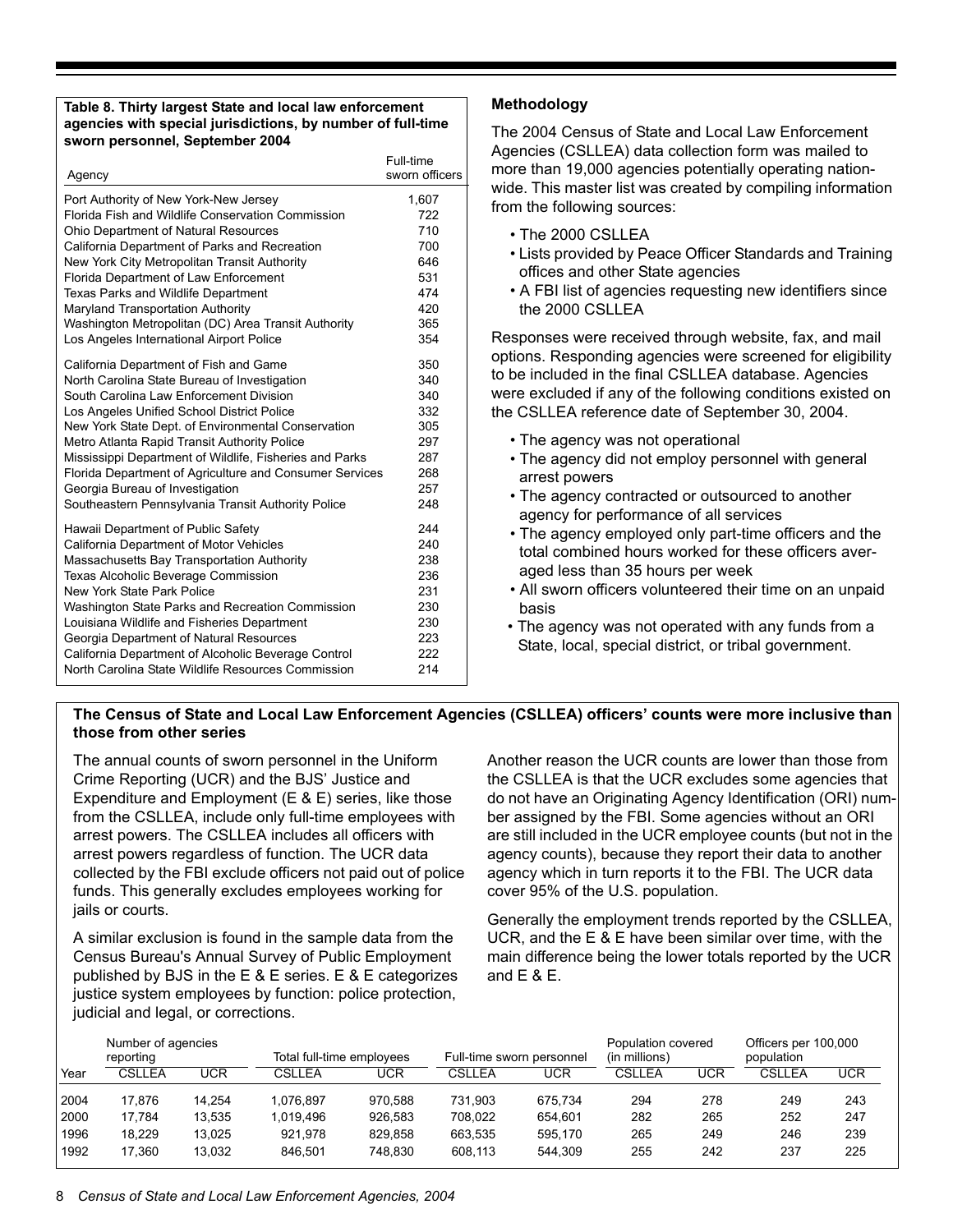**Table 8. Thirty largest State and local law enforcement agencies with special jurisdictions, by number of full-time sworn personnel, September 2004**

| Agency | Full-time sworn officers |
|---|---|
| Port Authority of New York-New Jersey | 1,607 |
| Florida Fish and Wildlife Conservation Commission | 722 |
| Ohio Department of Natural Resources | 710 |
| California Department of Parks and Recreation | 700 |
| New York City Metropolitan Transit Authority | 646 |
| Florida Department of Law Enforcement | 531 |
| Texas Parks and Wildlife Department | 474 |
| Maryland Transportation Authority | 420 |
| Washington Metropolitan (DC) Area Transit Authority | 365 |
| Los Angeles International Airport Police | 354 |
| California Department of Fish and Game | 350 |
| North Carolina State Bureau of Investigation | 340 |
| South Carolina Law Enforcement Division | 340 |
| Los Angeles Unified School District Police | 332 |
| New York State Dept. of Environmental Conservation | 305 |
| Metro Atlanta Rapid Transit Authority Police | 297 |
| Mississippi Department of Wildlife, Fisheries and Parks | 287 |
| Florida Department of Agriculture and Consumer Services | 268 |
| Georgia Bureau of Investigation | 257 |
| Southeastern Pennsylvania Transit Authority Police | 248 |
| Hawaii Department of Public Safety | 244 |
| California Department of Motor Vehicles | 240 |
| Massachusetts Bay Transportation Authority | 238 |
| Texas Alcoholic Beverage Commission | 236 |
| New York State Park Police | 231 |
| Washington State Parks and Recreation Commission | 230 |
| Louisiana Wildlife and Fisheries Department | 230 |
| Georgia Department of Natural Resources | 223 |
| California Department of Alcoholic Beverage Control | 222 |
| North Carolina State Wildlife Resources Commission | 214 |

## Methodology

The 2004 Census of State and Local Law Enforcement Agencies (CSLLEA) data collection form was mailed to more than 19,000 agencies potentially operating nationwide. This master list was created by compiling information from the following sources:

- The 2000 CSLLEA
- Lists provided by Peace Officer Standards and Training offices and other State agencies
- A FBI list of agencies requesting new identifiers since the 2000 CSLLEA

Responses were received through website, fax, and mail options. Responding agencies were screened for eligibility to be included in the final CSLLEA database. Agencies were excluded if any of the following conditions existed on the CSLLEA reference date of September 30, 2004.

- The agency was not operational
- The agency did not employ personnel with general arrest powers
- The agency contracted or outsourced to another agency for performance of all services
- The agency employed only part-time officers and the total combined hours worked for these officers averaged less than 35 hours per week
- All sworn officers volunteered their time on an unpaid basis
- The agency was not operated with any funds from a State, local, special district, or tribal government.

**The Census of State and Local Law Enforcement Agencies (CSLLEA) officers' counts were more inclusive than those from other series**

The annual counts of sworn personnel in the Uniform Crime Reporting (UCR) and the BJS' Justice and Expenditure and Employment (E & E) series, like those from the CSLLEA, include only full-time employees with arrest powers. The CSLLEA includes all officers with arrest powers regardless of function. The UCR data collected by the FBI exclude officers not paid out of police funds. This generally excludes employees working for jails or courts.

A similar exclusion is found in the sample data from the Census Bureau's Annual Survey of Public Employment published by BJS in the E & E series. E & E categorizes justice system employees by function: police protection, judicial and legal, or corrections.

Another reason the UCR counts are lower than those from the CSLLEA is that the UCR excludes some agencies that do not have an Originating Agency Identification (ORI) number assigned by the FBI. Some agencies without an ORI are still included in the UCR employee counts (but not in the agency counts), because they report their data to another agency which in turn reports it to the FBI. The UCR data cover 95% of the U.S. population.

Generally the employment trends reported by the CSLLEA, UCR, and the E & E have been similar over time, with the main difference being the lower totals reported by the UCR and E & E.

| Year | Number of agencies reporting | | Total full-time employees | | Full-time sworn personnel | | Population covered (in millions) | | Officers per 100,000 population | |
|---|---|---|---|---|---|---|---|---|---|---|
| | CSLLEA | UCR | CSLLEA | UCR | CSLLEA | UCR | CSLLEA | UCR | CSLLEA | UCR |
| 2004 | 17,876 | 14,254 | 1,076,897 | 970,588 | 731,903 | 675,734 | 294 | 278 | 249 | 243 |
| 2000 | 17,784 | 13,535 | 1,019,496 | 926,583 | 708,022 | 654,601 | 282 | 265 | 252 | 247 |
| 1996 | 18,229 | 13,025 | 921,978 | 829,858 | 663,535 | 595,170 | 265 | 249 | 246 | 239 |
| 1992 | 17,360 | 13,032 | 846,501 | 748,830 | 608,113 | 544,309 | 255 | 242 | 237 | 225 |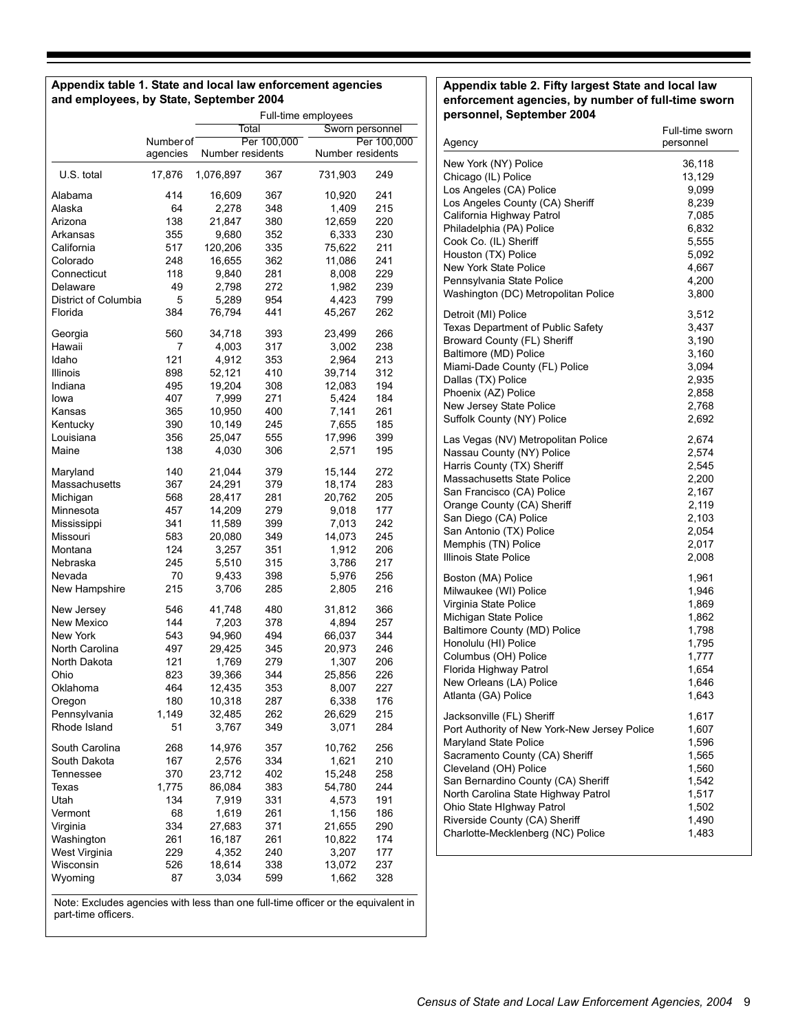**Appendix table 1. State and local law enforcement agencies and employees, by State, September 2004**

| | | Full-time employees | | | |
|---|---|---|---|---|---|
| | | Total | | Sworn personnel | |
| | Number of agencies | Number | Per 100,000 residents | Number | Per 100,000 residents |
| U.S. total | 17,876 | 1,076,897 | 367 | 731,903 | 249 |
| Alabama | 414 | 16,609 | 367 | 10,920 | 241 |
| Alaska | 64 | 2,278 | 348 | 1,409 | 215 |
| Arizona | 138 | 21,847 | 380 | 12,659 | 220 |
| Arkansas | 355 | 9,680 | 352 | 6,333 | 230 |
| California | 517 | 120,206 | 335 | 75,622 | 211 |
| Colorado | 248 | 16,655 | 362 | 11,086 | 241 |
| Connecticut | 118 | 9,840 | 281 | 8,008 | 229 |
| Delaware | 49 | 2,798 | 272 | 1,982 | 239 |
| District of Columbia | 5 | 5,289 | 954 | 4,423 | 799 |
| Florida | 384 | 76,794 | 441 | 45,267 | 262 |
| Georgia | 560 | 34,718 | 393 | 23,499 | 266 |
| Hawaii | 7 | 4,003 | 317 | 3,002 | 238 |
| Idaho | 121 | 4,912 | 353 | 2,964 | 213 |
| Illinois | 898 | 52,121 | 410 | 39,714 | 312 |
| Indiana | 495 | 19,204 | 308 | 12,083 | 194 |
| Iowa | 407 | 7,999 | 271 | 5,424 | 184 |
| Kansas | 365 | 10,950 | 400 | 7,141 | 261 |
| Kentucky | 390 | 10,149 | 245 | 7,655 | 185 |
| Louisiana | 356 | 25,047 | 555 | 17,996 | 399 |
| Maine | 138 | 4,030 | 306 | 2,571 | 195 |
| Maryland | 140 | 21,044 | 379 | 15,144 | 272 |
| Massachusetts | 367 | 24,291 | 379 | 18,174 | 283 |
| Michigan | 568 | 28,417 | 281 | 20,762 | 205 |
| Minnesota | 457 | 14,209 | 279 | 9,018 | 177 |
| Mississippi | 341 | 11,589 | 399 | 7,013 | 242 |
| Missouri | 583 | 20,080 | 349 | 14,073 | 245 |
| Montana | 124 | 3,257 | 351 | 1,912 | 206 |
| Nebraska | 245 | 5,510 | 315 | 3,786 | 217 |
| Nevada | 70 | 9,433 | 398 | 5,976 | 256 |
| New Hampshire | 215 | 3,706 | 285 | 2,805 | 216 |
| New Jersey | 546 | 41,748 | 480 | 31,812 | 366 |
| New Mexico | 144 | 7,203 | 378 | 4,894 | 257 |
| New York | 543 | 94,960 | 494 | 66,037 | 344 |
| North Carolina | 497 | 29,425 | 345 | 20,973 | 246 |
| North Dakota | 121 | 1,769 | 279 | 1,307 | 206 |
| Ohio | 823 | 39,366 | 344 | 25,856 | 226 |
| Oklahoma | 464 | 12,435 | 353 | 8,007 | 227 |
| Oregon | 180 | 10,318 | 287 | 6,338 | 176 |
| Pennsylvania | 1,149 | 32,485 | 262 | 26,629 | 215 |
| Rhode Island | 51 | 3,767 | 349 | 3,071 | 284 |
| South Carolina | 268 | 14,976 | 357 | 10,762 | 256 |
| South Dakota | 167 | 2,576 | 334 | 1,621 | 210 |
| Tennessee | 370 | 23,712 | 402 | 15,248 | 258 |
| Texas | 1,775 | 86,084 | 383 | 54,780 | 244 |
| Utah | 134 | 7,919 | 331 | 4,573 | 191 |
| Vermont | 68 | 1,619 | 261 | 1,156 | 186 |
| Virginia | 334 | 27,683 | 371 | 21,655 | 290 |
| Washington | 261 | 16,187 | 261 | 10,822 | 174 |
| West Virginia | 229 | 4,352 | 240 | 3,207 | 177 |
| Wisconsin | 526 | 18,614 | 338 | 13,072 | 237 |
| Wyoming | 87 | 3,034 | 599 | 1,662 | 328 |

Note: Excludes agencies with less than one full-time officer or the equivalent in part-time officers.

**Appendix table 2. Fifty largest State and local law enforcement agencies, by number of full-time sworn personnel, September 2004**

| Agency | Full-time sworn personnel |
|---|---|
| New York (NY) Police | 36,118 |
| Chicago (IL) Police | 13,129 |
| Los Angeles (CA) Police | 9,099 |
| Los Angeles County (CA) Sheriff | 8,239 |
| California Highway Patrol | 7,085 |
| Philadelphia (PA) Police | 6,832 |
| Cook Co. (IL) Sheriff | 5,555 |
| Houston (TX) Police | 5,092 |
| New York State Police | 4,667 |
| Pennsylvania State Police | 4,200 |
| Washington (DC) Metropolitan Police | 3,800 |
| Detroit (MI) Police | 3,512 |
| Texas Department of Public Safety | 3,437 |
| Broward County (FL) Sheriff | 3,190 |
| Baltimore (MD) Police | 3,160 |
| Miami-Dade County (FL) Police | 3,094 |
| Dallas (TX) Police | 2,935 |
| Phoenix (AZ) Police | 2,858 |
| New Jersey State Police | 2,768 |
| Suffolk County (NY) Police | 2,692 |
| Las Vegas (NV) Metropolitan Police | 2,674 |
| Nassau County (NY) Police | 2,574 |
| Harris County (TX) Sheriff | 2,545 |
| Massachusetts State Police | 2,200 |
| San Francisco (CA) Police | 2,167 |
| Orange County (CA) Sheriff | 2,119 |
| San Diego (CA) Police | 2,103 |
| San Antonio (TX) Police | 2,054 |
| Memphis (TN) Police | 2,017 |
| Illinois State Police | 2,008 |
| Boston (MA) Police | 1,961 |
| Milwaukee (WI) Police | 1,946 |
| Virginia State Police | 1,869 |
| Michigan State Police | 1,862 |
| Baltimore County (MD) Police | 1,798 |
| Honolulu (HI) Police | 1,795 |
| Columbus (OH) Police | 1,777 |
| Florida Highway Patrol | 1,654 |
| New Orleans (LA) Police | 1,646 |
| Atlanta (GA) Police | 1,643 |
| Jacksonville (FL) Sheriff | 1,617 |
| Port Authority of New York-New Jersey Police | 1,607 |
| Maryland State Police | 1,596 |
| Sacramento County (CA) Sheriff | 1,565 |
| Cleveland (OH) Police | 1,560 |
| San Bernardino County (CA) Sheriff | 1,542 |
| North Carolina State Highway Patrol | 1,517 |
| Ohio State HIghway Patrol | 1,502 |
| Riverside County (CA) Sheriff | 1,490 |
| Charlotte-Mecklenberg (NC) Police | 1,483 |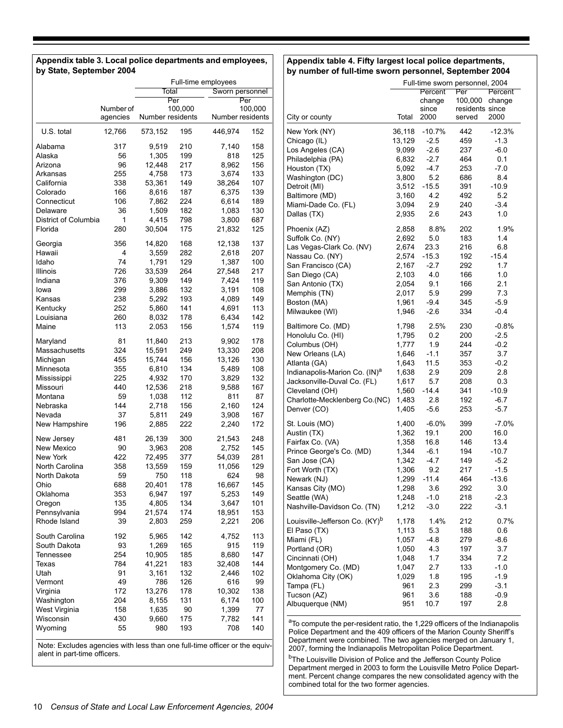## Appendix table 3. Local police departments and employees, by State, September 2004

| | | Full-time employees | | | |
|---|---|---|---|---|---|
| | | Total | | Sworn personnel | |
| | Number of agencies | Number | Per 100,000 residents | Number | Per 100,000 residents |
| U.S. total | 12,766 | 573,152 | 195 | 446,974 | 152 |
| Alabama | 317 | 9,519 | 210 | 7,140 | 158 |
| Alaska | 56 | 1,305 | 199 | 818 | 125 |
| Arizona | 96 | 12,448 | 217 | 8,962 | 156 |
| Arkansas | 255 | 4,758 | 173 | 3,674 | 133 |
| California | 338 | 53,361 | 149 | 38,264 | 107 |
| Colorado | 166 | 8,616 | 187 | 6,375 | 139 |
| Connecticut | 106 | 7,862 | 224 | 6,614 | 189 |
| Delaware | 36 | 1,509 | 182 | 1,083 | 130 |
| District of Columbia | 1 | 4,415 | 798 | 3,800 | 687 |
| Florida | 280 | 30,504 | 175 | 21,832 | 125 |
| Georgia | 356 | 14,820 | 168 | 12,138 | 137 |
| Hawaii | 4 | 3,559 | 282 | 2,618 | 207 |
| Idaho | 74 | 1,791 | 129 | 1,387 | 100 |
| Illinois | 726 | 33,539 | 264 | 27,548 | 217 |
| Indiana | 376 | 9,309 | 149 | 7,424 | 119 |
| Iowa | 299 | 3,886 | 132 | 3,191 | 108 |
| Kansas | 238 | 5,292 | 193 | 4,089 | 149 |
| Kentucky | 252 | 5,860 | 141 | 4,691 | 113 |
| Louisiana | 260 | 8,032 | 178 | 6,434 | 142 |
| Maine | 113 | 2.053 | 156 | 1,574 | 119 |
| Maryland | 81 | 11,840 | 213 | 9,902 | 178 |
| Massachusetts | 324 | 15,591 | 249 | 13,330 | 208 |
| Michigan | 455 | 15,744 | 156 | 13,126 | 130 |
| Minnesota | 355 | 6,810 | 134 | 5,489 | 108 |
| Mississippi | 225 | 4,932 | 170 | 3,829 | 132 |
| Missouri | 440 | 12,536 | 218 | 9,588 | 167 |
| Montana | 59 | 1,038 | 112 | 811 | 87 |
| Nebraska | 144 | 2,718 | 156 | 2,160 | 124 |
| Nevada | 37 | 5,811 | 249 | 3,908 | 167 |
| New Hampshire | 196 | 2,885 | 222 | 2,240 | 172 |
| New Jersey | 481 | 26,139 | 300 | 21,543 | 248 |
| New Mexico | 90 | 3,963 | 208 | 2,752 | 145 |
| New York | 422 | 72,495 | 377 | 54,039 | 281 |
| North Carolina | 358 | 13,559 | 159 | 11,056 | 129 |
| North Dakota | 59 | 750 | 118 | 624 | 98 |
| Ohio | 688 | 20,401 | 178 | 16,667 | 145 |
| Oklahoma | 353 | 6,947 | 197 | 5,253 | 149 |
| Oregon | 135 | 4,805 | 134 | 3,647 | 101 |
| Pennsylvania | 994 | 21,574 | 174 | 18,951 | 153 |
| Rhode Island | 39 | 2,803 | 259 | 2,221 | 206 |
| South Carolina | 192 | 5,965 | 142 | 4,752 | 113 |
| South Dakota | 93 | 1,269 | 165 | 915 | 119 |
| Tennessee | 254 | 10,905 | 185 | 8,680 | 147 |
| Texas | 784 | 41,221 | 183 | 32,408 | 144 |
| Utah | 91 | 3,161 | 132 | 2,446 | 102 |
| Vermont | 49 | 786 | 126 | 616 | 99 |
| Virginia | 172 | 13,276 | 178 | 10,302 | 138 |
| Washington | 204 | 8,155 | 131 | 6,174 | 100 |
| West Virginia | 158 | 1,635 | 90 | 1,399 | 77 |
| Wisconsin | 430 | 9,660 | 175 | 7,782 | 141 |
| Wyoming | 55 | 980 | 193 | 708 | 140 |

Note: Excludes agencies with less than one full-time officer or the equivalent in part-time officers.

## Appendix table 4. Fifty largest local police departments, by number of full-time sworn personnel, September 2004

| | Full-time sworn personnel, 2004 | | | |
|---|---|---|---|---|
| City or county | Total | Percent change since 2000 | Per 100,000 residents served | Percent change since 2000 |
| New York (NY) | 36,118 | -10.7% | 442 | -12.3% |
| Chicago (IL) | 13,129 | -2.5 | 459 | -1.3 |
| Los Angeles (CA) | 9,099 | -2.6 | 237 | -6.0 |
| Philadelphia (PA) | 6,832 | -2.7 | 464 | 0.1 |
| Houston (TX) | 5,092 | -4.7 | 253 | -7.0 |
| Washington (DC) | 3,800 | 5.2 | 686 | 8.4 |
| Detroit (MI) | 3,512 | -15.5 | 391 | -10.9 |
| Baltimore (MD) | 3,160 | 4.2 | 492 | 5.2 |
| Miami-Dade Co. (FL) | 3,094 | 2.9 | 240 | -3.4 |
| Dallas (TX) | 2,935 | 2.6 | 243 | 1.0 |
| Phoenix (AZ) | 2,858 | 8.8% | 202 | 1.9% |
| Suffolk Co. (NY) | 2,692 | 5.0 | 183 | 1.4 |
| Las Vegas-Clark Co. (NV) | 2,674 | 23.3 | 216 | 6.8 |
| Nassau Co. (NY) | 2,574 | -15.3 | 192 | -15.4 |
| San Francisco (CA) | 2,167 | -2.7 | 292 | 1.7 |
| San Diego (CA) | 2,103 | 4.0 | 166 | 1.0 |
| San Antonio (TX) | 2,054 | 9.1 | 166 | 2.1 |
| Memphis (TN) | 2,017 | 5.9 | 299 | 7.3 |
| Boston (MA) | 1,961 | -9.4 | 345 | -5.9 |
| Milwaukee (WI) | 1,946 | -2.6 | 334 | -0.4 |
| Baltimore Co. (MD) | 1,798 | 2.5% | 230 | -0.8% |
| Honolulu Co. (HI) | 1,795 | 0.2 | 200 | -2.5 |
| Columbus (OH) | 1,777 | 1.9 | 244 | -0.2 |
| New Orleans (LA) | 1,646 | -1.1 | 357 | 3.7 |
| Atlanta (GA) | 1,643 | 11.5 | 353 | -0.2 |
| Indianapolis-Marion Co. (IN)[a] | 1,638 | 2.9 | 209 | 2.8 |
| Jacksonville-Duval Co. (FL) | 1,617 | 5.7 | 208 | 0.3 |
| Cleveland (OH) | 1,560 | -14.4 | 341 | -10.9 |
| Charlotte-Mecklenberg Co.(NC) | 1,483 | 2.8 | 192 | -6.7 |
| Denver (CO) | 1,405 | -5.6 | 253 | -5.7 |
| St. Louis (MO) | 1,400 | -6.0% | 399 | -7.0% |
| Austin (TX) | 1,362 | 19.1 | 200 | 16.0 |
| Fairfax Co. (VA) | 1,358 | 16.8 | 146 | 13.4 |
| Prince George's Co. (MD) | 1,344 | -6.1 | 194 | -10.7 |
| San Jose (CA) | 1,342 | -4.7 | 149 | -5.2 |
| Fort Worth (TX) | 1,306 | 9.2 | 217 | -1.5 |
| Newark (NJ) | 1,299 | -11.4 | 464 | -13.6 |
| Kansas City (MO) | 1,298 | 3.6 | 292 | 3.0 |
| Seattle (WA) | 1,248 | -1.0 | 218 | -2.3 |
| Nashville-Davidson Co. (TN) | 1,212 | -3.0 | 222 | -3.1 |
| Louisville-Jefferson Co. (KY)[b] | 1,178 | 1.4% | 212 | 0.7% |
| El Paso (TX) | 1,113 | 5.3 | 188 | 0.6 |
| Miami (FL) | 1,057 | -4.8 | 279 | -8.6 |
| Portland (OR) | 1,050 | 4.3 | 197 | 3.7 |
| Cincinnati (OH) | 1,048 | 1.7 | 334 | 7.2 |
| Montgomery Co. (MD) | 1,047 | 2.7 | 133 | -1.0 |
| Oklahoma City (OK) | 1,029 | 1.8 | 195 | -1.9 |
| Tampa (FL) | 961 | 2.3 | 299 | -3.1 |
| Tucson (AZ) | 961 | 3.6 | 188 | -0.9 |
| Albuquerque (NM) | 951 | 10.7 | 197 | 2.8 |

[a]To compute the per-resident ratio, the 1,229 officers of the Indianapolis Police Department and the 409 officers of the Marion County Sheriff's Department were combined. The two agencies merged on January 1, 2007, forming the Indianapolis Metropolitan Police Department.

[b]The Louisville Division of Police and the Jefferson County Police Department merged in 2003 to form the Louisville Metro Police Department. Percent change compares the new consolidated agency with the combined total for the two former agencies.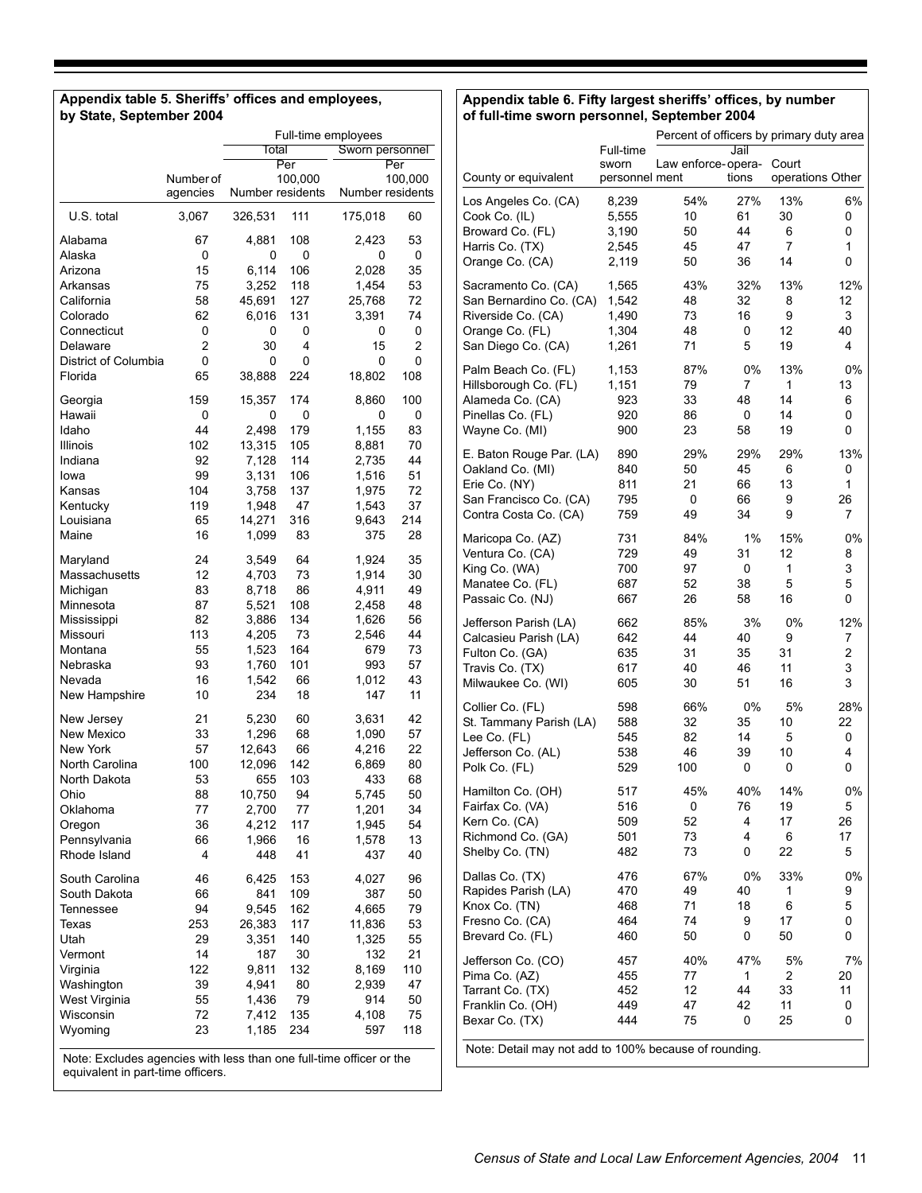**Appendix table 5. Sheriffs' offices and employees, by State, September 2004**

| | | Full-time employees | | | |
|---|---|---|---|---|---|
| | | Total | | Sworn personnel | |
| | Number of agencies | Number | Per 100,000 residents | Number | Per 100,000 residents |
| U.S. total | 3,067 | 326,531 | 111 | 175,018 | 60 |
| Alabama | 67 | 4,881 | 108 | 2,423 | 53 |
| Alaska | 0 | 0 | 0 | 0 | 0 |
| Arizona | 15 | 6,114 | 106 | 2,028 | 35 |
| Arkansas | 75 | 3,252 | 118 | 1,454 | 53 |
| California | 58 | 45,691 | 127 | 25,768 | 72 |
| Colorado | 62 | 6,016 | 131 | 3,391 | 74 |
| Connecticut | 0 | 0 | 0 | 0 | 0 |
| Delaware | 2 | 30 | 4 | 15 | 2 |
| District of Columbia | 0 | 0 | 0 | 0 | 0 |
| Florida | 65 | 38,888 | 224 | 18,802 | 108 |
| Georgia | 159 | 15,357 | 174 | 8,860 | 100 |
| Hawaii | 0 | 0 | 0 | 0 | 0 |
| Idaho | 44 | 2,498 | 179 | 1,155 | 83 |
| Illinois | 102 | 13,315 | 105 | 8,881 | 70 |
| Indiana | 92 | 7,128 | 114 | 2,735 | 44 |
| Iowa | 99 | 3,131 | 106 | 1,516 | 51 |
| Kansas | 104 | 3,758 | 137 | 1,975 | 72 |
| Kentucky | 119 | 1,948 | 47 | 1,543 | 37 |
| Louisiana | 65 | 14,271 | 316 | 9,643 | 214 |
| Maine | 16 | 1,099 | 83 | 375 | 28 |
| Maryland | 24 | 3,549 | 64 | 1,924 | 35 |
| Massachusetts | 12 | 4,703 | 73 | 1,914 | 30 |
| Michigan | 83 | 8,718 | 86 | 4,911 | 49 |
| Minnesota | 87 | 5,521 | 108 | 2,458 | 48 |
| Mississippi | 82 | 3,886 | 134 | 1,626 | 56 |
| Missouri | 113 | 4,205 | 73 | 2,546 | 44 |
| Montana | 55 | 1,523 | 164 | 679 | 73 |
| Nebraska | 93 | 1,760 | 101 | 993 | 57 |
| Nevada | 16 | 1,542 | 66 | 1,012 | 43 |
| New Hampshire | 10 | 234 | 18 | 147 | 11 |
| New Jersey | 21 | 5,230 | 60 | 3,631 | 42 |
| New Mexico | 33 | 1,296 | 68 | 1,090 | 57 |
| New York | 57 | 12,643 | 66 | 4,216 | 22 |
| North Carolina | 100 | 12,096 | 142 | 6,869 | 80 |
| North Dakota | 53 | 655 | 103 | 433 | 68 |
| Ohio | 88 | 10,750 | 94 | 5,745 | 50 |
| Oklahoma | 77 | 2,700 | 77 | 1,201 | 34 |
| Oregon | 36 | 4,212 | 117 | 1,945 | 54 |
| Pennsylvania | 66 | 1,966 | 16 | 1,578 | 13 |
| Rhode Island | 4 | 448 | 41 | 437 | 40 |
| South Carolina | 46 | 6,425 | 153 | 4,027 | 96 |
| South Dakota | 66 | 841 | 109 | 387 | 50 |
| Tennessee | 94 | 9,545 | 162 | 4,665 | 79 |
| Texas | 253 | 26,383 | 117 | 11,836 | 53 |
| Utah | 29 | 3,351 | 140 | 1,325 | 55 |
| Vermont | 14 | 187 | 30 | 132 | 21 |
| Virginia | 122 | 9,811 | 132 | 8,169 | 110 |
| Washington | 39 | 4,941 | 80 | 2,939 | 47 |
| West Virginia | 55 | 1,436 | 79 | 914 | 50 |
| Wisconsin | 72 | 7,412 | 135 | 4,108 | 75 |
| Wyoming | 23 | 1,185 | 234 | 597 | 118 |

Note: Excludes agencies with less than one full-time officer or the equivalent in part-time officers.

**Appendix table 6. Fifty largest sheriffs' offices, by number of full-time sworn personnel, September 2004**

| | | Percent of officers by primary duty area | | | |
|---|---|---|---|---|---|
| County or equivalent | Full-time sworn personnel | Law enforcement | Jail operations | Court operations | Other |
| Los Angeles Co. (CA) | 8,239 | 54% | 27% | 13% | 6% |
| Cook Co. (IL) | 5,555 | 10 | 61 | 30 | 0 |
| Broward Co. (FL) | 3,190 | 50 | 44 | 6 | 0 |
| Harris Co. (TX) | 2,545 | 45 | 47 | 7 | 1 |
| Orange Co. (CA) | 2,119 | 50 | 36 | 14 | 0 |
| Sacramento Co. (CA) | 1,565 | 43% | 32% | 13% | 12% |
| San Bernardino Co. (CA) | 1,542 | 48 | 32 | 8 | 12 |
| Riverside Co. (CA) | 1,490 | 73 | 16 | 9 | 3 |
| Orange Co. (FL) | 1,304 | 48 | 0 | 12 | 40 |
| San Diego Co. (CA) | 1,261 | 71 | 5 | 19 | 4 |
| Palm Beach Co. (FL) | 1,153 | 87% | 0% | 13% | 0% |
| Hillsborough Co. (FL) | 1,151 | 79 | 7 | 1 | 13 |
| Alameda Co. (CA) | 923 | 33 | 48 | 14 | 6 |
| Pinellas Co. (FL) | 920 | 86 | 0 | 14 | 0 |
| Wayne Co. (MI) | 900 | 23 | 58 | 19 | 0 |
| E. Baton Rouge Par. (LA) | 890 | 29% | 29% | 29% | 13% |
| Oakland Co. (MI) | 840 | 50 | 45 | 6 | 0 |
| Erie Co. (NY) | 811 | 21 | 66 | 13 | 1 |
| San Francisco Co. (CA) | 795 | 0 | 66 | 9 | 26 |
| Contra Costa Co. (CA) | 759 | 49 | 34 | 9 | 7 |
| Maricopa Co. (AZ) | 731 | 84% | 1% | 15% | 0% |
| Ventura Co. (CA) | 729 | 49 | 31 | 12 | 8 |
| King Co. (WA) | 700 | 97 | 0 | 1 | 3 |
| Manatee Co. (FL) | 687 | 52 | 38 | 5 | 5 |
| Passaic Co. (NJ) | 667 | 26 | 58 | 16 | 0 |
| Jefferson Parish (LA) | 662 | 85% | 3% | 0% | 12% |
| Calcasieu Parish (LA) | 642 | 44 | 40 | 9 | 7 |
| Fulton Co. (GA) | 635 | 31 | 35 | 31 | 2 |
| Travis Co. (TX) | 617 | 40 | 46 | 11 | 3 |
| Milwaukee Co. (WI) | 605 | 30 | 51 | 16 | 3 |
| Collier Co. (FL) | 598 | 66% | 0% | 5% | 28% |
| St. Tammany Parish (LA) | 588 | 32 | 35 | 10 | 22 |
| Lee Co. (FL) | 545 | 82 | 14 | 5 | 0 |
| Jefferson Co. (AL) | 538 | 46 | 39 | 10 | 4 |
| Polk Co. (FL) | 529 | 100 | 0 | 0 | 0 |
| Hamilton Co. (OH) | 517 | 45% | 40% | 14% | 0% |
| Fairfax Co. (VA) | 516 | 0 | 76 | 19 | 5 |
| Kern Co. (CA) | 509 | 52 | 4 | 17 | 26 |
| Richmond Co. (GA) | 501 | 73 | 4 | 6 | 17 |
| Shelby Co. (TN) | 482 | 73 | 0 | 22 | 5 |
| Dallas Co. (TX) | 476 | 67% | 0% | 33% | 0% |
| Rapides Parish (LA) | 470 | 49 | 40 | 1 | 9 |
| Knox Co. (TN) | 468 | 71 | 18 | 6 | 5 |
| Fresno Co. (CA) | 464 | 74 | 9 | 17 | 0 |
| Brevard Co. (FL) | 460 | 50 | 0 | 50 | 0 |
| Jefferson Co. (CO) | 457 | 40% | 47% | 5% | 7% |
| Pima Co. (AZ) | 455 | 77 | 1 | 2 | 20 |
| Tarrant Co. (TX) | 452 | 12 | 44 | 33 | 11 |
| Franklin Co. (OH) | 449 | 47 | 42 | 11 | 0 |
| Bexar Co. (TX) | 444 | 75 | 0 | 25 | 0 |

Note: Detail may not add to 100% because of rounding.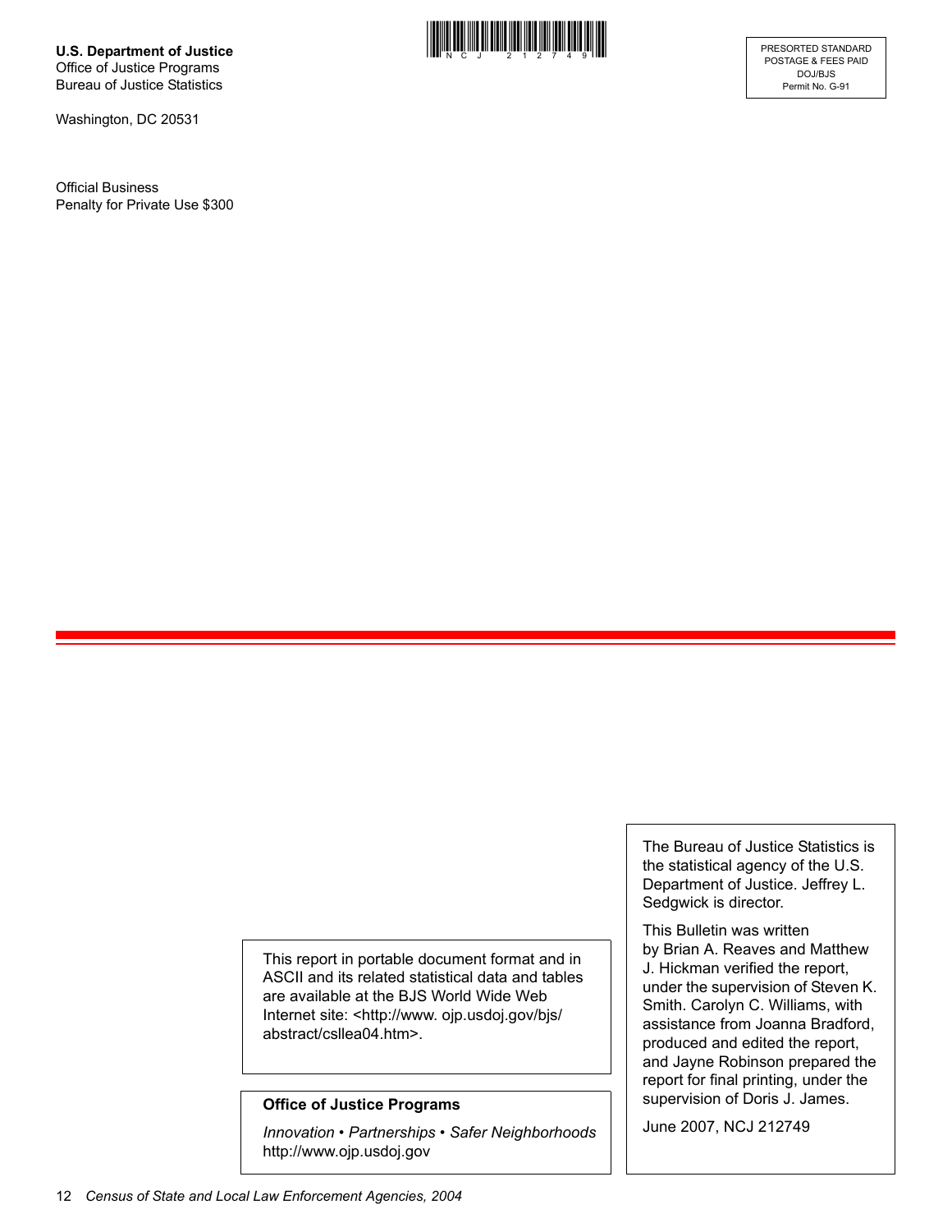**U.S. Department of Justice**
Office of Justice Programs
Bureau of Justice Statistics

Washington, DC 20531

Official Business
Penalty for Private Use $300

PRESORTED STANDARD
POSTAGE & FEES PAID
DOJ/BJS
Permit No. G-91

The Bureau of Justice Statistics is the statistical agency of the U.S. Department of Justice. Jeffrey L. Sedgwick is director.

This Bulletin was written by Brian A. Reaves and Matthew J. Hickman verified the report, under the supervision of Steven K. Smith. Carolyn C. Williams, with assistance from Joanna Bradford, produced and edited the report, and Jayne Robinson prepared the report for final printing, under the supervision of Doris J. James.

June 2007, NCJ 212749

This report in portable document format and in ASCII and its related statistical data and tables are available at the BJS World Wide Web Internet site: <http://www. ojp.usdoj.gov/bjs/abstract/csllea04.htm>.

**Office of Justice Programs**

*Innovation • Partnerships • Safer Neighborhoods*
http://www.ojp.usdoj.gov